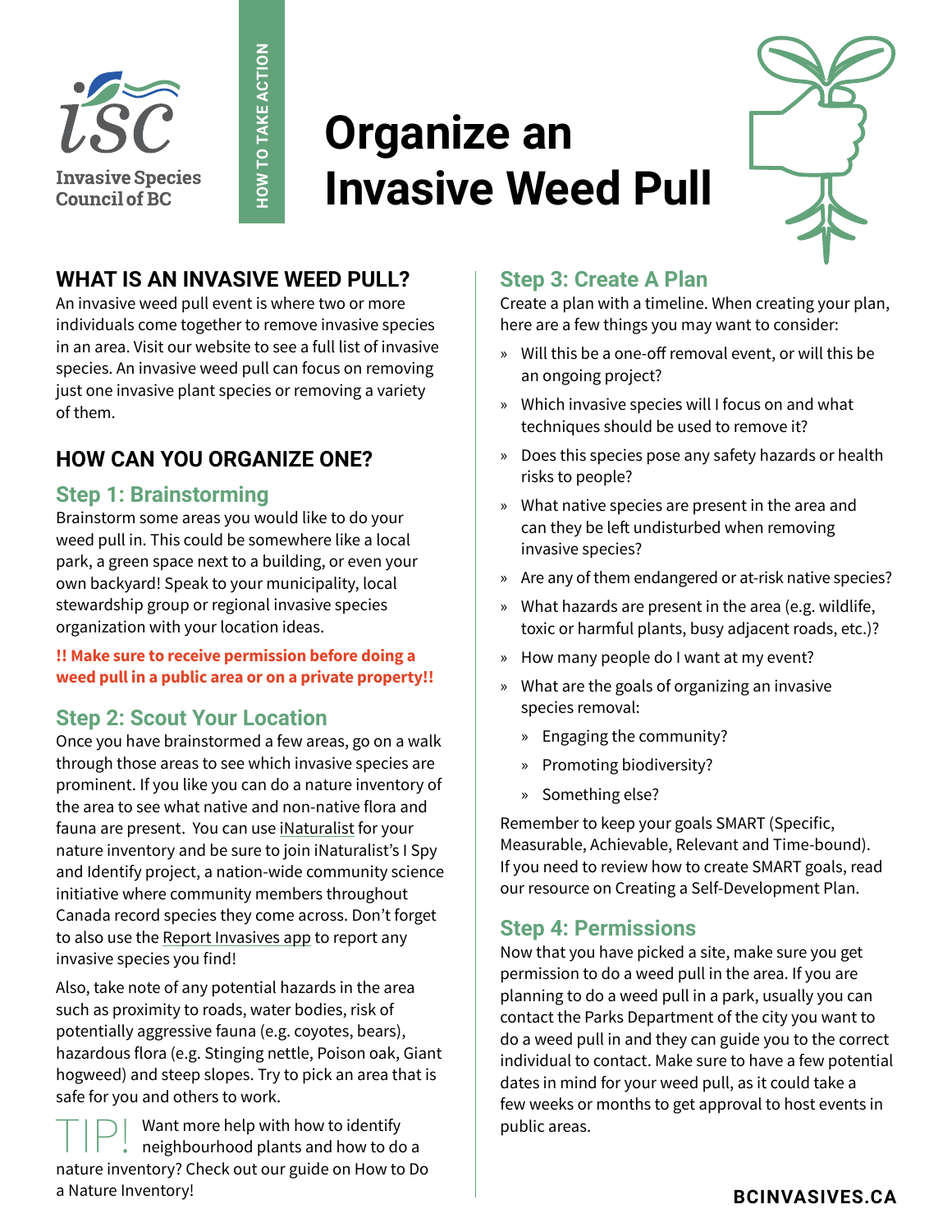Invasive Species Council of BC

HOW TO TAKE ACTION

# Organize an Invasive Weed Pull

## WHAT IS AN INVASIVE WEED PULL?

An invasive weed pull event is where two or more individuals come together to remove invasive species in an area. Visit our website to see a full list of invasive species. An invasive weed pull can focus on removing just one invasive plant species or removing a variety of them.

## HOW CAN YOU ORGANIZE ONE?

### Step 1: Brainstorming

Brainstorm some areas you would like to do your weed pull in. This could be somewhere like a local park, a green space next to a building, or even your own backyard! Speak to your municipality, local stewardship group or regional invasive species organization with your location ideas.

**!! Make sure to receive permission before doing a weed pull in a public area or on a private property!!**

### Step 2: Scout Your Location

Once you have brainstormed a few areas, go on a walk through those areas to see which invasive species are prominent. If you like you can do a nature inventory of the area to see what native and non-native flora and fauna are present. You can use iNaturalist for your nature inventory and be sure to join iNaturalist's I Spy and Identify project, a nation-wide community science initiative where community members throughout Canada record species they come across. Don't forget to also use the Report Invasives app to report any invasive species you find!

Also, take note of any potential hazards in the area such as proximity to roads, water bodies, risk of potentially aggressive fauna (e.g. coyotes, bears), hazardous flora (e.g. Stinging nettle, Poison oak, Giant hogweed) and steep slopes. Try to pick an area that is safe for you and others to work.

TIP! Want more help with how to identify neighbourhood plants and how to do a nature inventory? Check out our guide on How to Do a Nature Inventory!

### Step 3: Create A Plan

Create a plan with a timeline. When creating your plan, here are a few things you may want to consider:

- Will this be a one-off removal event, or will this be an ongoing project?
- Which invasive species will I focus on and what techniques should be used to remove it?
- Does this species pose any safety hazards or health risks to people?
- What native species are present in the area and can they be left undisturbed when removing invasive species?
- Are any of them endangered or at-risk native species?
- What hazards are present in the area (e.g. wildlife, toxic or harmful plants, busy adjacent roads, etc.)?
- How many people do I want at my event?
- What are the goals of organizing an invasive species removal:
  - Engaging the community?
  - Promoting biodiversity?
  - Something else?

Remember to keep your goals SMART (Specific, Measurable, Achievable, Relevant and Time-bound). If you need to review how to create SMART goals, read our resource on Creating a Self-Development Plan.

### Step 4: Permissions

Now that you have picked a site, make sure you get permission to do a weed pull in the area. If you are planning to do a weed pull in a park, usually you can contact the Parks Department of the city you want to do a weed pull in and they can guide you to the correct individual to contact. Make sure to have a few potential dates in mind for your weed pull, as it could take a few weeks or months to get approval to host events in public areas.

**BCINVASIVES.CA**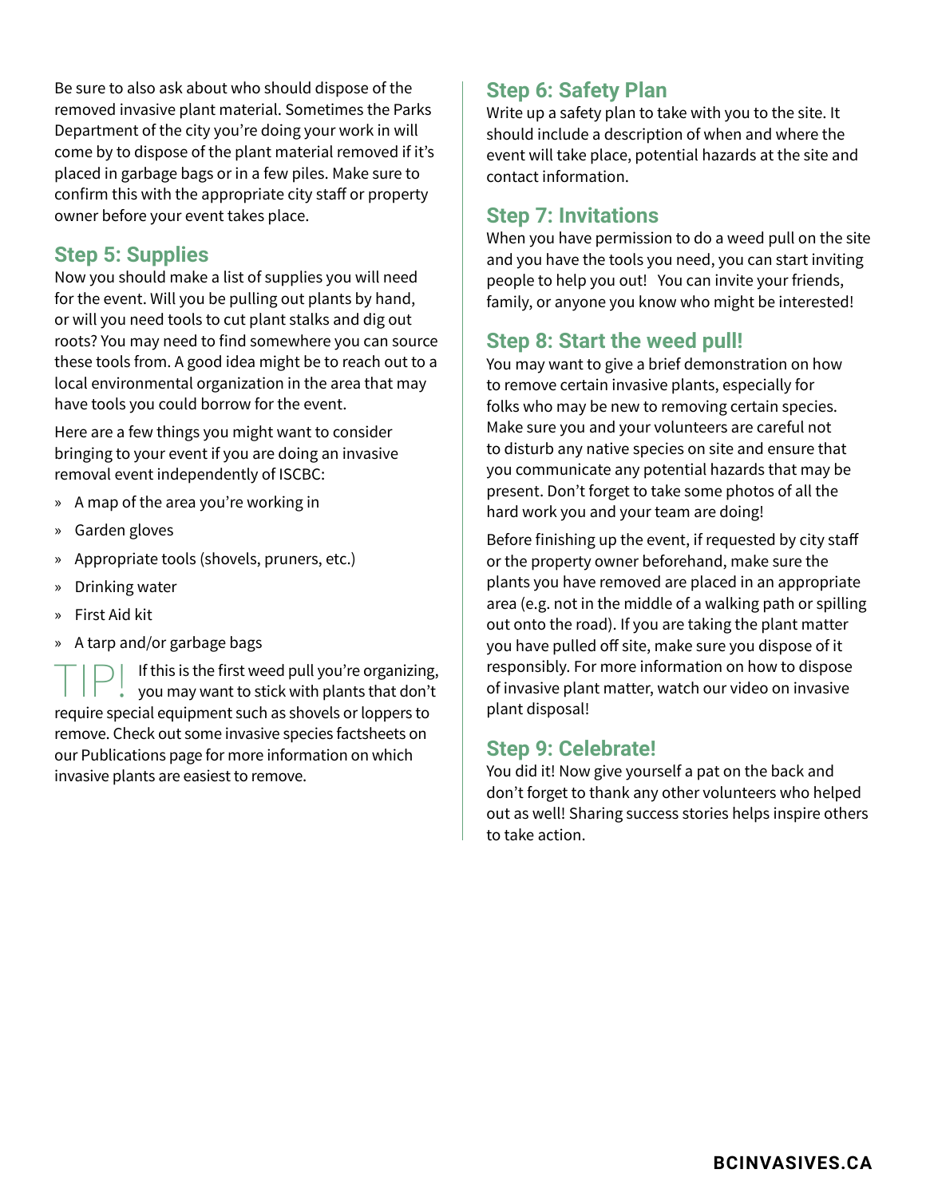Be sure to also ask about who should dispose of the removed invasive plant material. Sometimes the Parks Department of the city you're doing your work in will come by to dispose of the plant material removed if it's placed in garbage bags or in a few piles. Make sure to confirm this with the appropriate city staff or property owner before your event takes place.

## Step 5: Supplies

Now you should make a list of supplies you will need for the event. Will you be pulling out plants by hand, or will you need tools to cut plant stalks and dig out roots? You may need to find somewhere you can source these tools from. A good idea might be to reach out to a local environmental organization in the area that may have tools you could borrow for the event.

Here are a few things you might want to consider bringing to your event if you are doing an invasive removal event independently of ISCBC:

- A map of the area you're working in
- Garden gloves
- Appropriate tools (shovels, pruners, etc.)
- Drinking water
- First Aid kit
- A tarp and/or garbage bags

TIP! If this is the first weed pull you're organizing, you may want to stick with plants that don't require special equipment such as shovels or loppers to remove. Check out some invasive species factsheets on our Publications page for more information on which invasive plants are easiest to remove.

## Step 6: Safety Plan

Write up a safety plan to take with you to the site. It should include a description of when and where the event will take place, potential hazards at the site and contact information.

## Step 7: Invitations

When you have permission to do a weed pull on the site and you have the tools you need, you can start inviting people to help you out! You can invite your friends, family, or anyone you know who might be interested!

## Step 8: Start the weed pull!

You may want to give a brief demonstration on how to remove certain invasive plants, especially for folks who may be new to removing certain species. Make sure you and your volunteers are careful not to disturb any native species on site and ensure that you communicate any potential hazards that may be present. Don't forget to take some photos of all the hard work you and your team are doing!

Before finishing up the event, if requested by city staff or the property owner beforehand, make sure the plants you have removed are placed in an appropriate area (e.g. not in the middle of a walking path or spilling out onto the road). If you are taking the plant matter you have pulled off site, make sure you dispose of it responsibly. For more information on how to dispose of invasive plant matter, watch our video on invasive plant disposal!

## Step 9: Celebrate!

You did it! Now give yourself a pat on the back and don't forget to thank any other volunteers who helped out as well! Sharing success stories helps inspire others to take action.